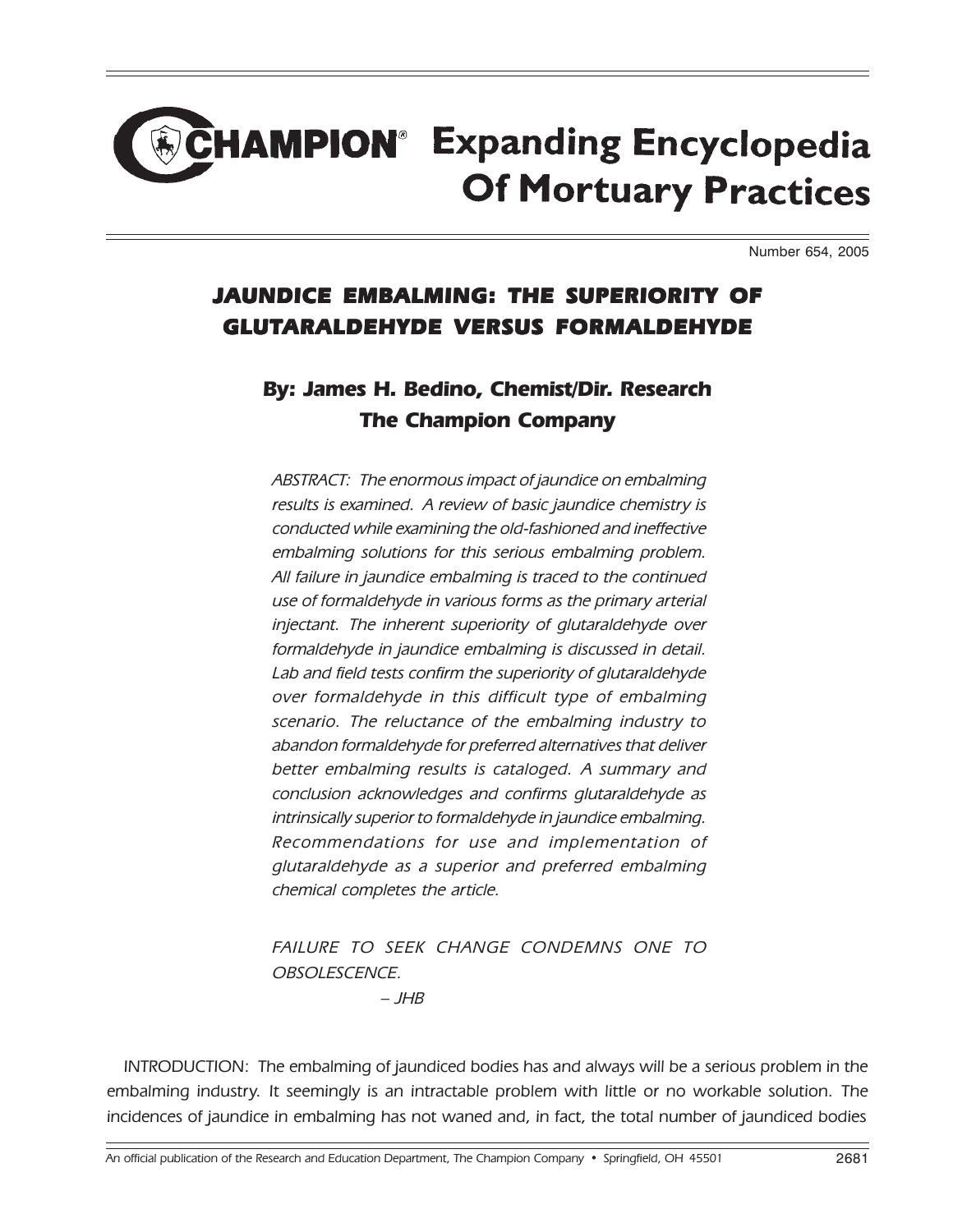# CHAMPION® Expanding Encyclopedia Of Mortuary Practices

Number 654, 2005

## JAUNDICE EMBALMING: THE SUPERIORITY OF GLUTARALDEHYDE VERSUS FORMALDEHYDE

### By: James H. Bedino, Chemist/Dir. Research The Champion Company

*ABSTRACT: The enormous impact of jaundice on embalming results is examined. A review of basic jaundice chemistry is conducted while examining the old-fashioned and ineffective embalming solutions for this serious embalming problem. All failure in jaundice embalming is traced to the continued use of formaldehyde in various forms as the primary arterial injectant. The inherent superiority of glutaraldehyde over formaldehyde in jaundice embalming is discussed in detail. Lab and field tests confirm the superiority of glutaraldehyde over formaldehyde in this difficult type of embalming scenario. The reluctance of the embalming industry to abandon formaldehyde for preferred alternatives that deliver better embalming results is cataloged. A summary and conclusion acknowledges and confirms glutaraldehyde as intrinsically superior to formaldehyde in jaundice embalming. Recommendations for use and implementation of glutaraldehyde as a superior and preferred embalming chemical completes the article.*

*FAILURE TO SEEK CHANGE CONDEMNS ONE TO OBSOLESCENCE.*

*– JHB*

INTRODUCTION: The embalming of jaundiced bodies has and always will be a serious problem in the embalming industry. It seemingly is an intractable problem with little or no workable solution. The incidences of jaundice in embalming has not waned and, in fact, the total number of jaundiced bodies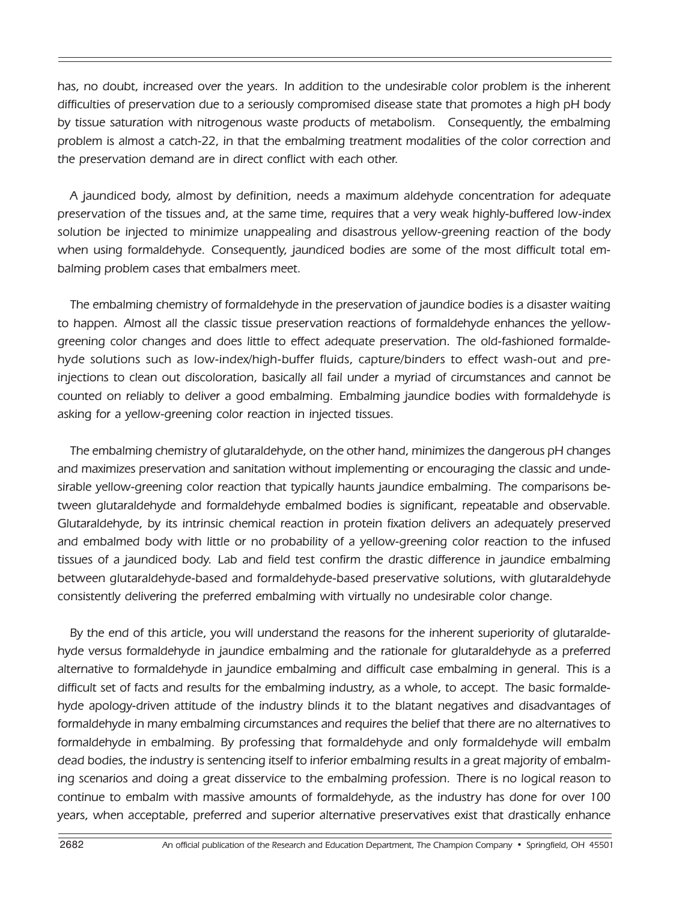*has, no doubt, increased over the years. In addition to the undesirable color problem is the inherent difficulties of preservation due to a seriously compromised disease state that promotes a high pH body by tissue saturation with nitrogenous waste products of metabolism. Consequently, the embalming problem is almost a catch-22, in that the embalming treatment modalities of the color correction and the preservation demand are in direct conflict with each other.*

*A jaundiced body, almost by definition, needs a maximum aldehyde concentration for adequate preservation of the tissues and, at the same time, requires that a very weak highly-buffered low-index solution be injected to minimize unappealing and disastrous yellow-greening reaction of the body when using formaldehyde. Consequently, jaundiced bodies are some of the most difficult total embalming problem cases that embalmers meet.*

*The embalming chemistry of formaldehyde in the preservation of jaundice bodies is a disaster waiting to happen. Almost all the classic tissue preservation reactions of formaldehyde enhances the yellow-greening color changes and does little to effect adequate preservation. The old-fashioned formaldehyde solutions such as low-index/high-buffer fluids, capture/binders to effect wash-out and pre-injections to clean out discoloration, basically all fail under a myriad of circumstances and cannot be counted on reliably to deliver a good embalming. Embalming jaundice bodies with formaldehyde is asking for a yellow-greening color reaction in injected tissues.*

*The embalming chemistry of glutaraldehyde, on the other hand, minimizes the dangerous pH changes and maximizes preservation and sanitation without implementing or encouraging the classic and undesirable yellow-greening color reaction that typically haunts jaundice embalming. The comparisons between glutaraldehyde and formaldehyde embalmed bodies is significant, repeatable and observable. Glutaraldehyde, by its intrinsic chemical reaction in protein fixation delivers an adequately preserved and embalmed body with little or no probability of a yellow-greening color reaction to the infused tissues of a jaundiced body. Lab and field test confirm the drastic difference in jaundice embalming between glutaraldehyde-based and formaldehyde-based preservative solutions, with glutaraldehyde consistently delivering the preferred embalming with virtually no undesirable color change.*

*By the end of this article, you will understand the reasons for the inherent superiority of glutaraldehyde versus formaldehyde in jaundice embalming and the rationale for glutaraldehyde as a preferred alternative to formaldehyde in jaundice embalming and difficult case embalming in general. This is a difficult set of facts and results for the embalming industry, as a whole, to accept. The basic formaldehyde apology-driven attitude of the industry blinds it to the blatant negatives and disadvantages of formaldehyde in many embalming circumstances and requires the belief that there are no alternatives to formaldehyde in embalming. By professing that formaldehyde and only formaldehyde will embalm dead bodies, the industry is sentencing itself to inferior embalming results in a great majority of embalming scenarios and doing a great disservice to the embalming profession. There is no logical reason to continue to embalm with massive amounts of formaldehyde, as the industry has done for over 100 years, when acceptable, preferred and superior alternative preservatives exist that drastically enhance*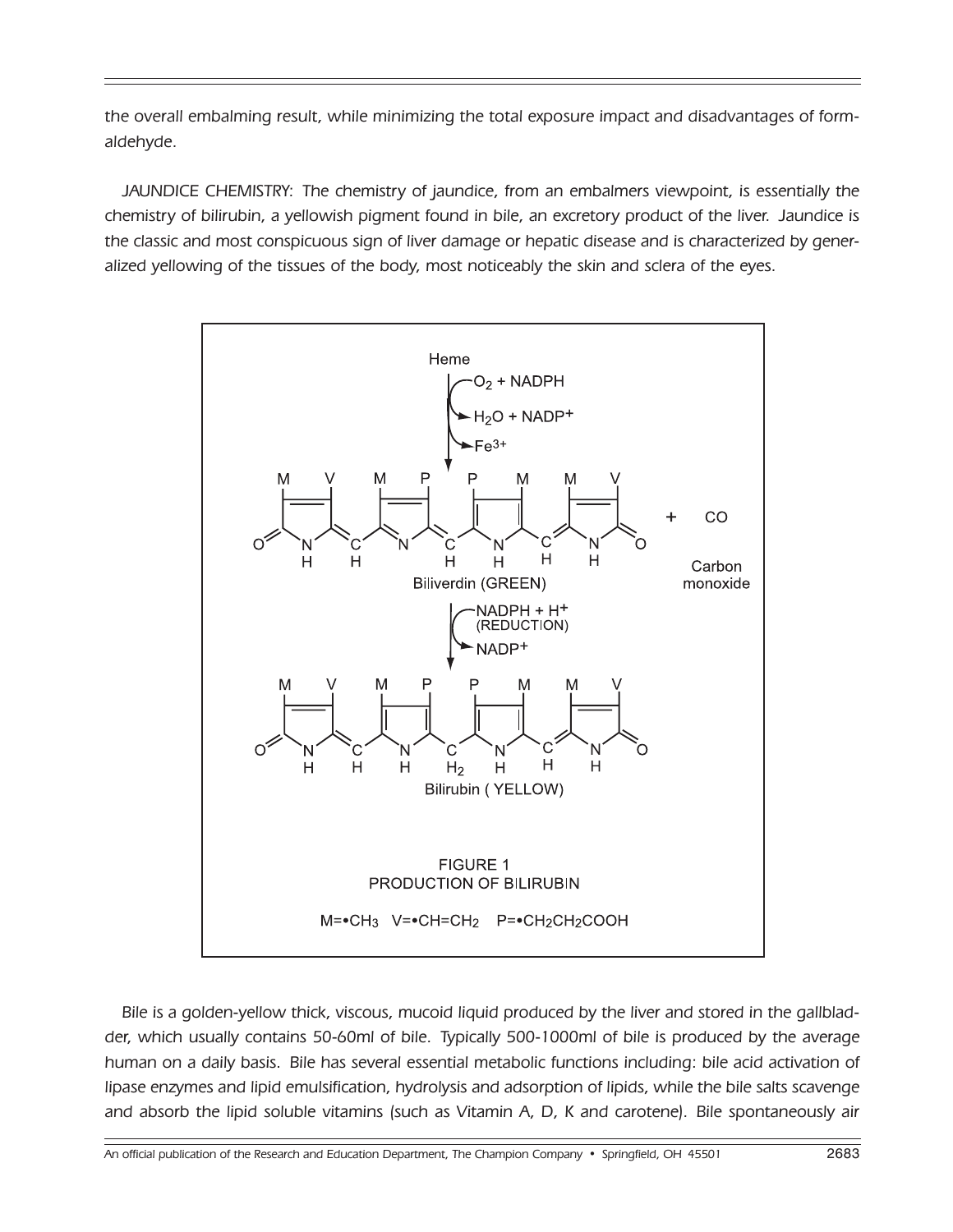*the overall embalming result, while minimizing the total exposure impact and disadvantages of formaldehyde.*

*JAUNDICE CHEMISTRY: The chemistry of jaundice, from an embalmers viewpoint, is essentially the chemistry of bilirubin, a yellowish pigment found in bile, an excretory product of the liver. Jaundice is the classic and most conspicuous sign of liver damage or hepatic disease and is characterized by generalized yellowing of the tissues of the body, most noticeably the skin and sclera of the eyes.*

Heme

$O_2$ + NADPH → $H_2O$ + $NADP^+$, $Fe^{3+}$

Biliverdin (GREEN) + CO (Carbon monoxide)

NADPH + $H^+$ (REDUCTION) → $NADP^+$

Bilirubin (YELLOW)

FIGURE 1
PRODUCTION OF BILIRUBIN

M=•$CH_3$ V=•$CH{=}CH_2$ P=•$CH_2CH_2COOH$

*Bile is a golden-yellow thick, viscous, mucoid liquid produced by the liver and stored in the gallbladder, which usually contains 50-60ml of bile. Typically 500-1000ml of bile is produced by the average human on a daily basis. Bile has several essential metabolic functions including: bile acid activation of lipase enzymes and lipid emulsification, hydrolysis and adsorption of lipids, while the bile salts scavenge and absorb the lipid soluble vitamins (such as Vitamin A, D, K and carotene). Bile spontaneously air*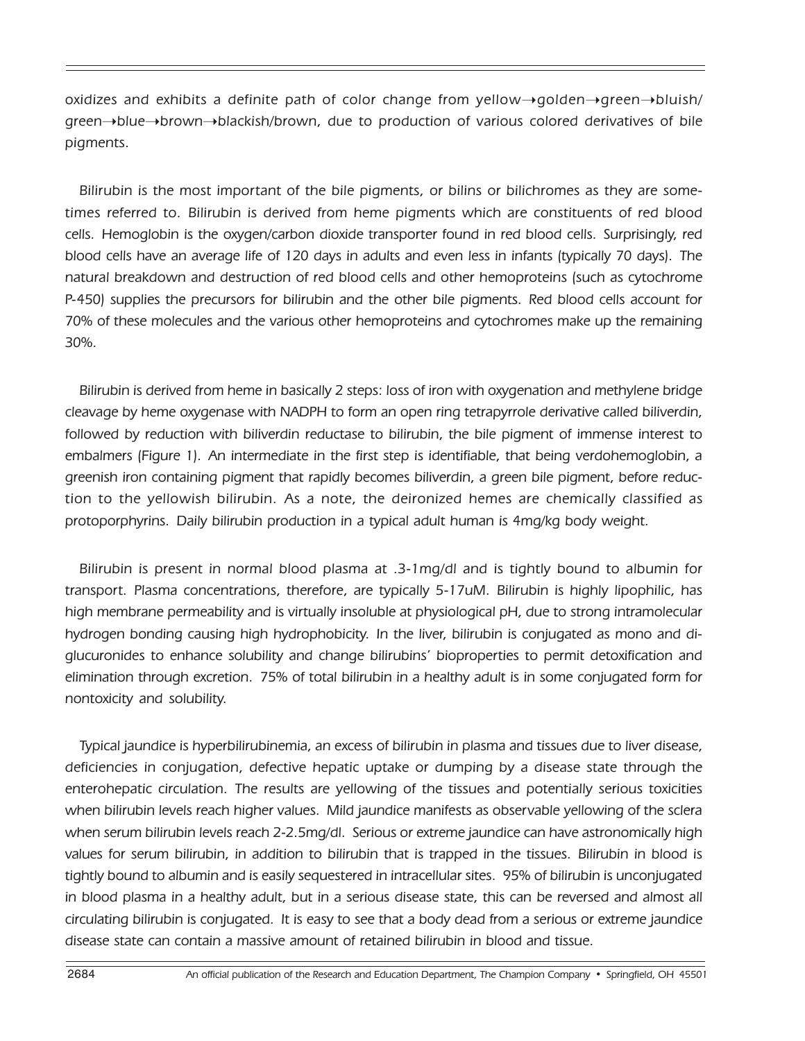oxidizes and exhibits a definite path of color change from yellow→golden→green→bluish/green→blue→brown→blackish/brown, due to production of various colored derivatives of bile pigments.

Bilirubin is the most important of the bile pigments, or bilins or bilichromes as they are sometimes referred to. Bilirubin is derived from heme pigments which are constituents of red blood cells. Hemoglobin is the oxygen/carbon dioxide transporter found in red blood cells. Surprisingly, red blood cells have an average life of 120 days in adults and even less in infants (typically 70 days). The natural breakdown and destruction of red blood cells and other hemoproteins (such as cytochrome P-450) supplies the precursors for bilirubin and the other bile pigments. Red blood cells account for 70% of these molecules and the various other hemoproteins and cytochromes make up the remaining 30%.

Bilirubin is derived from heme in basically 2 steps: loss of iron with oxygenation and methylene bridge cleavage by heme oxygenase with NADPH to form an open ring tetrapyrrole derivative called biliverdin, followed by reduction with biliverdin reductase to bilirubin, the bile pigment of immense interest to embalmers (Figure 1). An intermediate in the first step is identifiable, that being verdohemoglobin, a greenish iron containing pigment that rapidly becomes biliverdin, a green bile pigment, before reduction to the yellowish bilirubin. As a note, the deironized hemes are chemically classified as protoporphyrins. Daily bilirubin production in a typical adult human is 4mg/kg body weight.

Bilirubin is present in normal blood plasma at .3-1mg/dl and is tightly bound to albumin for transport. Plasma concentrations, therefore, are typically 5-17uM. Bilirubin is highly lipophilic, has high membrane permeability and is virtually insoluble at physiological pH, due to strong intramolecular hydrogen bonding causing high hydrophobicity. In the liver, bilirubin is conjugated as mono and di-glucuronides to enhance solubility and change bilirubins' bioproperties to permit detoxification and elimination through excretion. 75% of total bilirubin in a healthy adult is in some conjugated form for nontoxicity and solubility.

Typical jaundice is hyperbilirubinemia, an excess of bilirubin in plasma and tissues due to liver disease, deficiencies in conjugation, defective hepatic uptake or dumping by a disease state through the enterohepatic circulation. The results are yellowing of the tissues and potentially serious toxicities when bilirubin levels reach higher values. Mild jaundice manifests as observable yellowing of the sclera when serum bilirubin levels reach 2-2.5mg/dl. Serious or extreme jaundice can have astronomically high values for serum bilirubin, in addition to bilirubin that is trapped in the tissues. Bilirubin in blood is tightly bound to albumin and is easily sequestered in intracellular sites. 95% of bilirubin is unconjugated in blood plasma in a healthy adult, but in a serious disease state, this can be reversed and almost all circulating bilirubin is conjugated. It is easy to see that a body dead from a serious or extreme jaundice disease state can contain a massive amount of retained bilirubin in blood and tissue.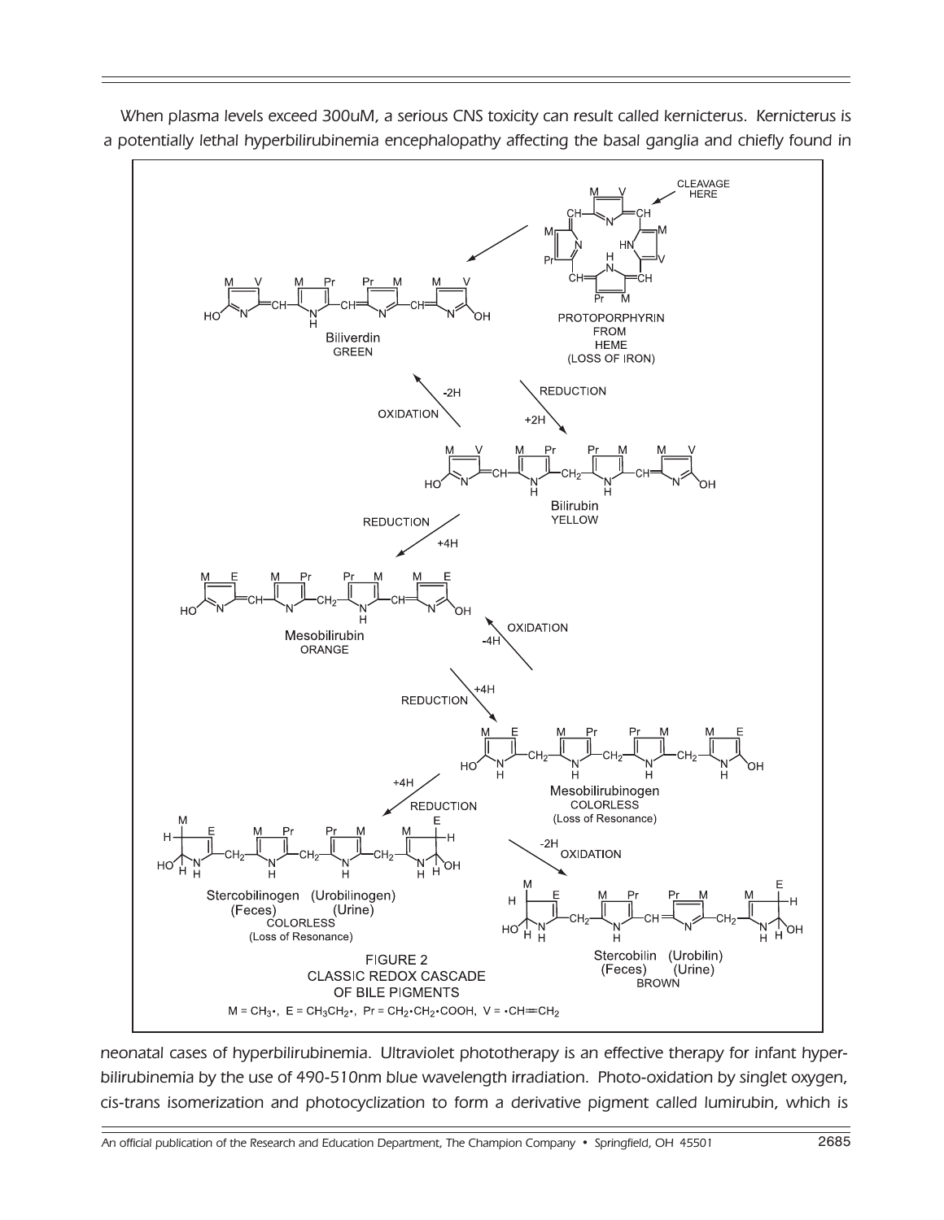When plasma levels exceed 300uM, a serious CNS toxicity can result called kernicterus. Kernicterus is a potentially lethal hyperbilirubinemia encephalopathy affecting the basal ganglia and chiefly found in

FIGURE 2
CLASSIC REDOX CASCADE
OF BILE PIGMENTS

$M = CH_3\cdot$, $E = CH_3CH_2\cdot$, $Pr = CH_2\cdot CH_2\cdot COOH$, $V = \cdot CH{=}CH_2$

neonatal cases of hyperbilirubinemia. Ultraviolet phototherapy is an effective therapy for infant hyperbilirubinemia by the use of 490-510nm blue wavelength irradiation. Photo-oxidation by singlet oxygen, cis-trans isomerization and photocyclization to form a derivative pigment called lumirubin, which is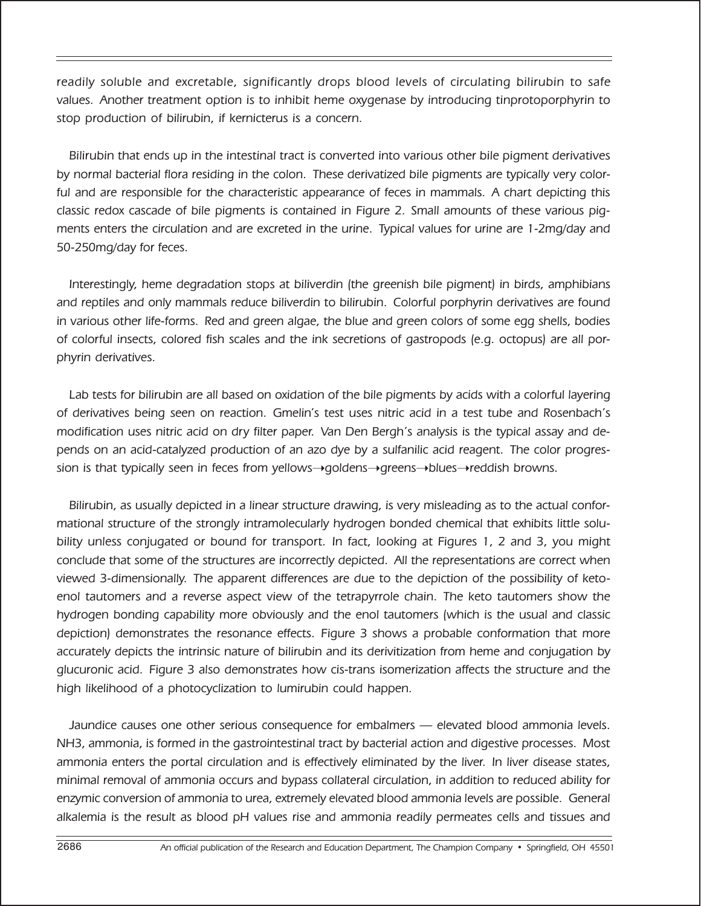readily soluble and excretable, significantly drops blood levels of circulating bilirubin to safe values. Another treatment option is to inhibit heme oxygenase by introducing tinprotoporphyrin to stop production of bilirubin, if kernicterus is a concern.

Bilirubin that ends up in the intestinal tract is converted into various other bile pigment derivatives by normal bacterial flora residing in the colon. These derivatized bile pigments are typically very colorful and are responsible for the characteristic appearance of feces in mammals. A chart depicting this classic redox cascade of bile pigments is contained in Figure 2. Small amounts of these various pigments enters the circulation and are excreted in the urine. Typical values for urine are 1-2mg/day and 50-250mg/day for feces.

Interestingly, heme degradation stops at biliverdin (the greenish bile pigment) in birds, amphibians and reptiles and only mammals reduce biliverdin to bilirubin. Colorful porphyrin derivatives are found in various other life-forms. Red and green algae, the blue and green colors of some egg shells, bodies of colorful insects, colored fish scales and the ink secretions of gastropods (e.g. octopus) are all porphyrin derivatives.

Lab tests for bilirubin are all based on oxidation of the bile pigments by acids with a colorful layering of derivatives being seen on reaction. Gmelin's test uses nitric acid in a test tube and Rosenbach's modification uses nitric acid on dry filter paper. Van Den Bergh's analysis is the typical assay and depends on an acid-catalyzed production of an azo dye by a sulfanilic acid reagent. The color progression is that typically seen in feces from yellows→goldens→greens→blues→reddish browns.

Bilirubin, as usually depicted in a linear structure drawing, is very misleading as to the actual conformational structure of the strongly intramolecularly hydrogen bonded chemical that exhibits little solubility unless conjugated or bound for transport. In fact, looking at Figures 1, 2 and 3, you might conclude that some of the structures are incorrectly depicted. All the representations are correct when viewed 3-dimensionally. The apparent differences are due to the depiction of the possibility of keto-enol tautomers and a reverse aspect view of the tetrapyrrole chain. The keto tautomers show the hydrogen bonding capability more obviously and the enol tautomers (which is the usual and classic depiction) demonstrates the resonance effects. Figure 3 shows a probable conformation that more accurately depicts the intrinsic nature of bilirubin and its derivitization from heme and conjugation by glucuronic acid. Figure 3 also demonstrates how cis-trans isomerization affects the structure and the high likelihood of a photocyclization to lumirubin could happen.

Jaundice causes one other serious consequence for embalmers — elevated blood ammonia levels. $NH_3$, ammonia, is formed in the gastrointestinal tract by bacterial action and digestive processes. Most ammonia enters the portal circulation and is effectively eliminated by the liver. In liver disease states, minimal removal of ammonia occurs and bypass collateral circulation, in addition to reduced ability for enzymic conversion of ammonia to urea, extremely elevated blood ammonia levels are possible. General alkalemia is the result as blood pH values rise and ammonia readily permeates cells and tissues and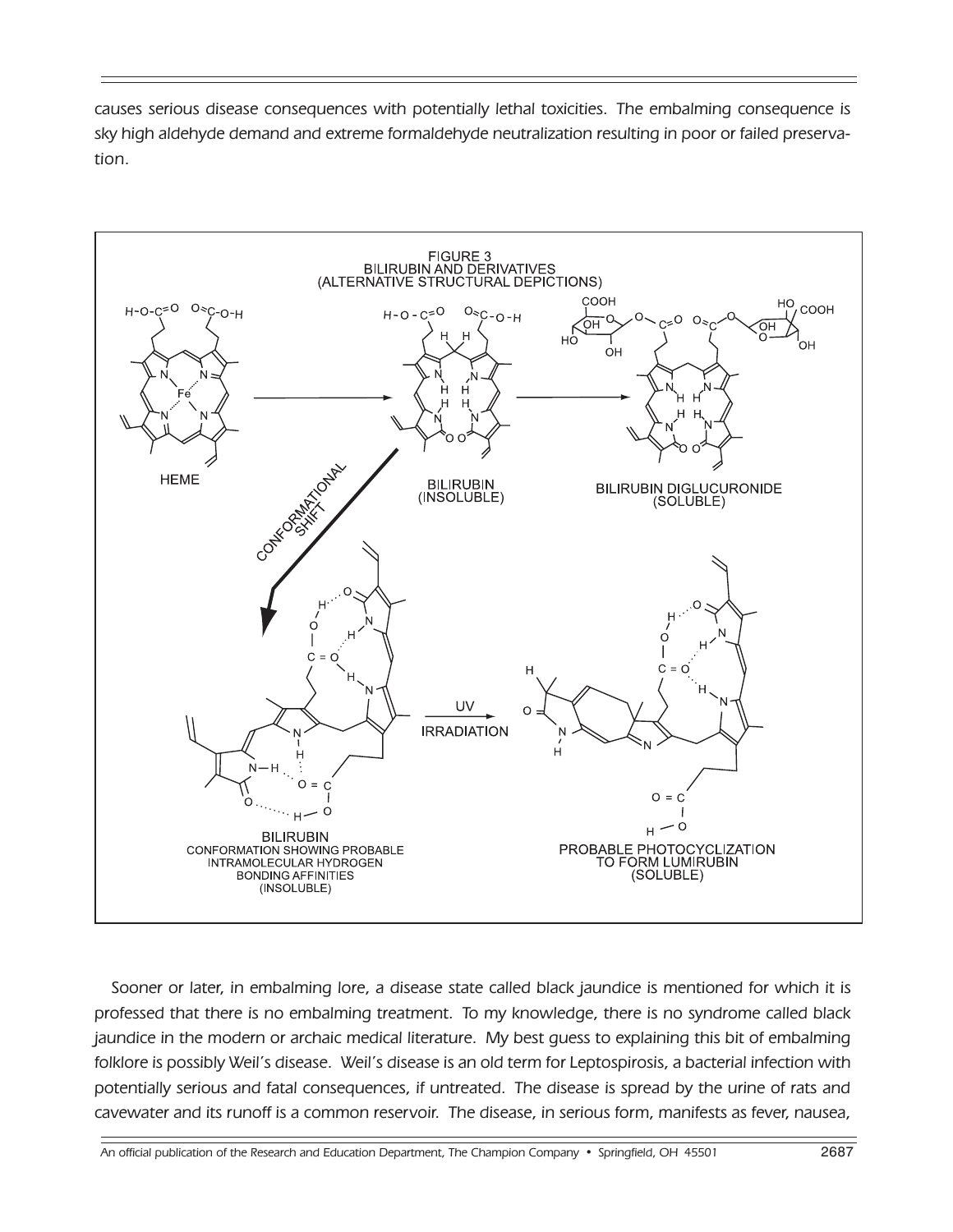causes serious disease consequences with potentially lethal toxicities. The embalming consequence is sky high aldehyde demand and extreme formaldehyde neutralization resulting in poor or failed preservation.

FIGURE 3
BILIRUBIN AND DERIVATIVES
(ALTERNATIVE STRUCTURAL DEPICTIONS)

Sooner or later, in embalming lore, a disease state called black jaundice is mentioned for which it is professed that there is no embalming treatment. To my knowledge, there is no syndrome called black jaundice in the modern or archaic medical literature. My best guess to explaining this bit of embalming folklore is possibly Weil's disease. Weil's disease is an old term for Leptospirosis, a bacterial infection with potentially serious and fatal consequences, if untreated. The disease is spread by the urine of rats and cavewater and its runoff is a common reservoir. The disease, in serious form, manifests as fever, nausea,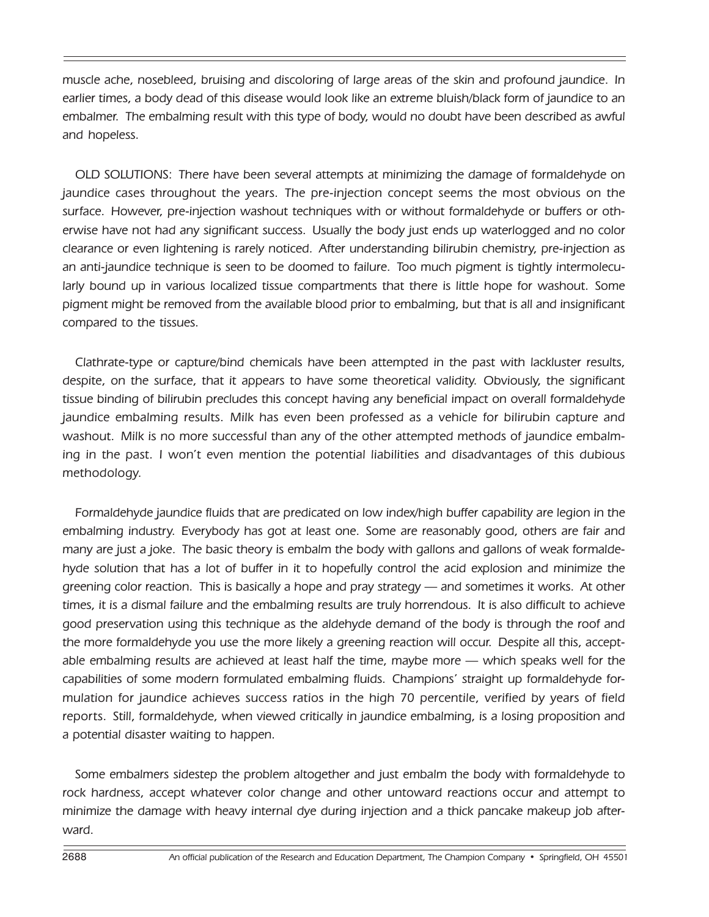*muscle ache, nosebleed, bruising and discoloring of large areas of the skin and profound jaundice. In earlier times, a body dead of this disease would look like an extreme bluish/black form of jaundice to an embalmer. The embalming result with this type of body, would no doubt have been described as awful and hopeless.*

*OLD SOLUTIONS: There have been several attempts at minimizing the damage of formaldehyde on jaundice cases throughout the years. The pre-injection concept seems the most obvious on the surface. However, pre-injection washout techniques with or without formaldehyde or buffers or otherwise have not had any significant success. Usually the body just ends up waterlogged and no color clearance or even lightening is rarely noticed. After understanding bilirubin chemistry, pre-injection as an anti-jaundice technique is seen to be doomed to failure. Too much pigment is tightly intermolecularly bound up in various localized tissue compartments that there is little hope for washout. Some pigment might be removed from the available blood prior to embalming, but that is all and insignificant compared to the tissues.*

*Clathrate-type or capture/bind chemicals have been attempted in the past with lackluster results, despite, on the surface, that it appears to have some theoretical validity. Obviously, the significant tissue binding of bilirubin precludes this concept having any beneficial impact on overall formaldehyde jaundice embalming results. Milk has even been professed as a vehicle for bilirubin capture and washout. Milk is no more successful than any of the other attempted methods of jaundice embalming in the past. I won't even mention the potential liabilities and disadvantages of this dubious methodology.*

*Formaldehyde jaundice fluids that are predicated on low index/high buffer capability are legion in the embalming industry. Everybody has got at least one. Some are reasonably good, others are fair and many are just a joke. The basic theory is embalm the body with gallons and gallons of weak formaldehyde solution that has a lot of buffer in it to hopefully control the acid explosion and minimize the greening color reaction. This is basically a hope and pray strategy — and sometimes it works. At other times, it is a dismal failure and the embalming results are truly horrendous. It is also difficult to achieve good preservation using this technique as the aldehyde demand of the body is through the roof and the more formaldehyde you use the more likely a greening reaction will occur. Despite all this, acceptable embalming results are achieved at least half the time, maybe more — which speaks well for the capabilities of some modern formulated embalming fluids. Champions' straight up formaldehyde formulation for jaundice achieves success ratios in the high 70 percentile, verified by years of field reports. Still, formaldehyde, when viewed critically in jaundice embalming, is a losing proposition and a potential disaster waiting to happen.*

*Some embalmers sidestep the problem altogether and just embalm the body with formaldehyde to rock hardness, accept whatever color change and other untoward reactions occur and attempt to minimize the damage with heavy internal dye during injection and a thick pancake makeup job afterward.*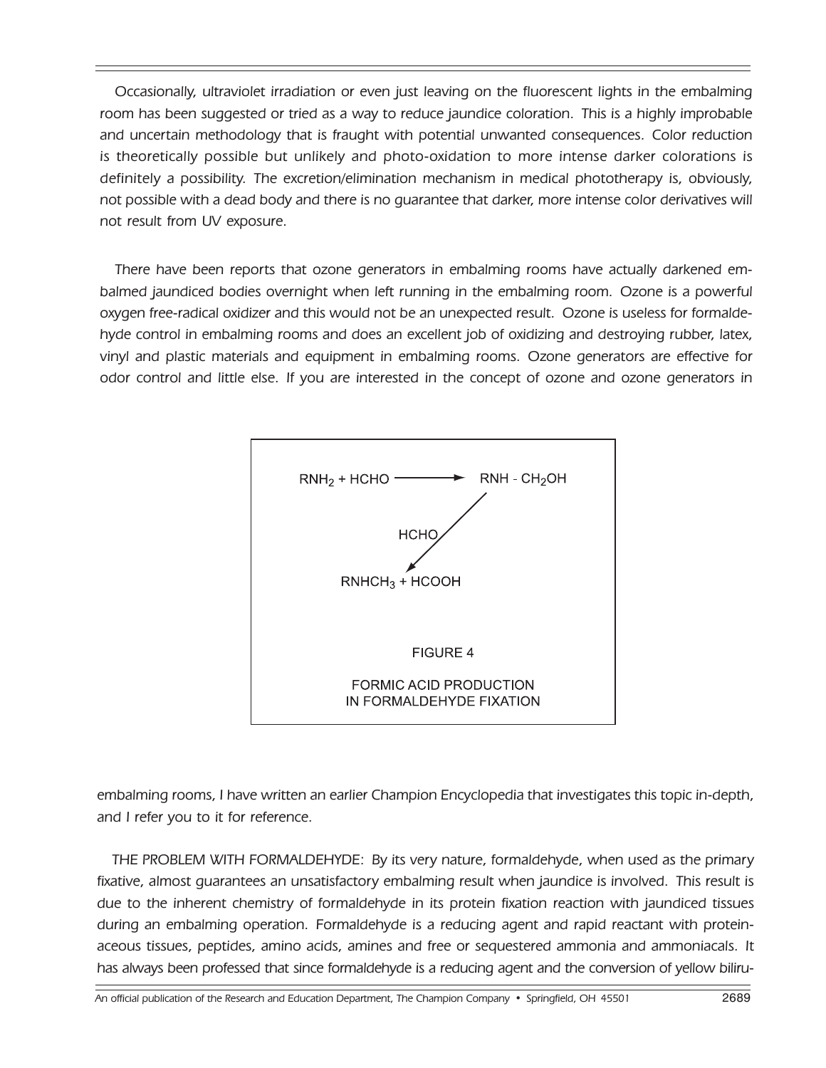*Occasionally, ultraviolet irradiation or even just leaving on the fluorescent lights in the embalming room has been suggested or tried as a way to reduce jaundice coloration. This is a highly improbable and uncertain methodology that is fraught with potential unwanted consequences. Color reduction is theoretically possible but unlikely and photo-oxidation to more intense darker colorations is definitely a possibility. The excretion/elimination mechanism in medical phototherapy is, obviously, not possible with a dead body and there is no guarantee that darker, more intense color derivatives will not result from UV exposure.*

*There have been reports that ozone generators in embalming rooms have actually darkened embalmed jaundiced bodies overnight when left running in the embalming room. Ozone is a powerful oxygen free-radical oxidizer and this would not be an unexpected result. Ozone is useless for formaldehyde control in embalming rooms and does an excellent job of oxidizing and destroying rubber, latex, vinyl and plastic materials and equipment in embalming rooms. Ozone generators are effective for odor control and little else. If you are interested in the concept of ozone and ozone generators in embalming rooms, I have written an earlier Champion Encyclopedia that investigates this topic in-depth, and I refer you to it for reference.*

$$RNH_2 + HCHO \longrightarrow RNH-CH_2OH$$

$$RNH-CH_2OH \xrightarrow{HCHO} RNHCH_3 + HCOOH$$

FIGURE 4

FORMIC ACID PRODUCTION IN FORMALDEHYDE FIXATION

*THE PROBLEM WITH FORMALDEHYDE: By its very nature, formaldehyde, when used as the primary fixative, almost guarantees an unsatisfactory embalming result when jaundice is involved. This result is due to the inherent chemistry of formaldehyde in its protein fixation reaction with jaundiced tissues during an embalming operation. Formaldehyde is a reducing agent and rapid reactant with proteinaceous tissues, peptides, amino acids, amines and free or sequestered ammonia and ammoniacals. It has always been professed that since formaldehyde is a reducing agent and the conversion of yellow biliru-*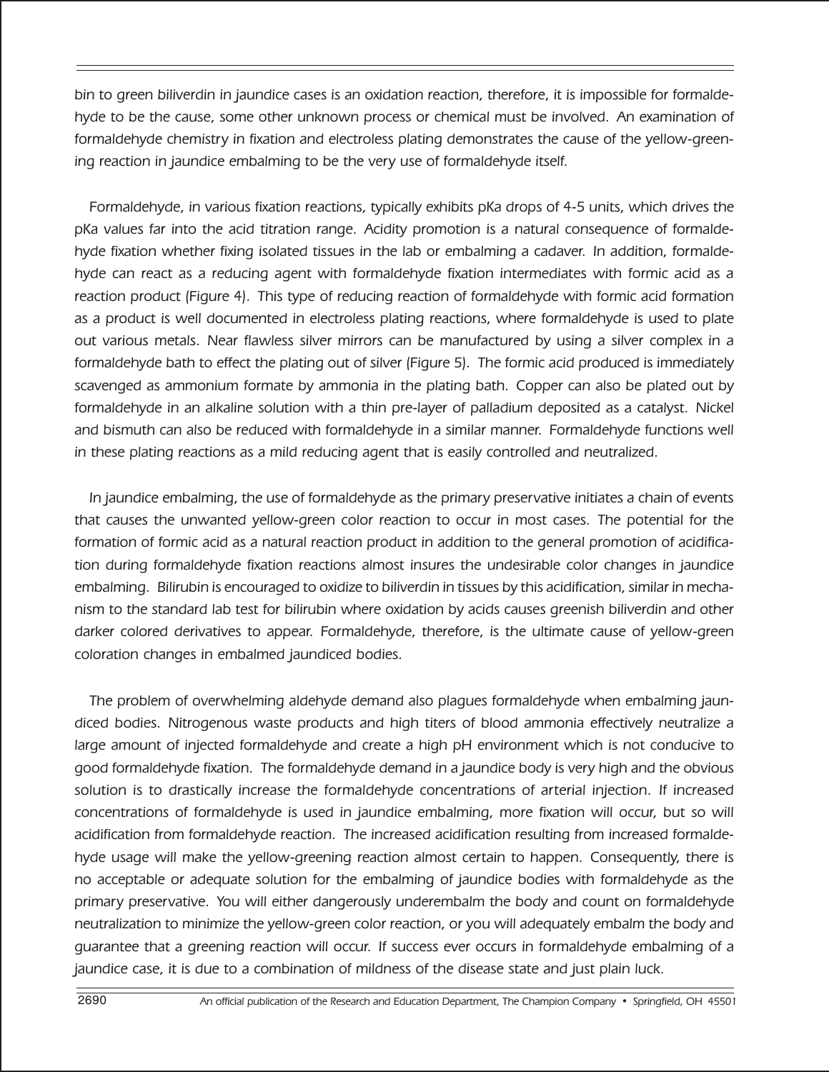*bin to green biliverdin in jaundice cases is an oxidation reaction, therefore, it is impossible for formaldehyde to be the cause, some other unknown process or chemical must be involved. An examination of formaldehyde chemistry in fixation and electroless plating demonstrates the cause of the yellow-greening reaction in jaundice embalming to be the very use of formaldehyde itself.*

*Formaldehyde, in various fixation reactions, typically exhibits pKa drops of 4-5 units, which drives the pKa values far into the acid titration range. Acidity promotion is a natural consequence of formaldehyde fixation whether fixing isolated tissues in the lab or embalming a cadaver. In addition, formaldehyde can react as a reducing agent with formaldehyde fixation intermediates with formic acid as a reaction product (Figure 4). This type of reducing reaction of formaldehyde with formic acid formation as a product is well documented in electroless plating reactions, where formaldehyde is used to plate out various metals. Near flawless silver mirrors can be manufactured by using a silver complex in a formaldehyde bath to effect the plating out of silver (Figure 5). The formic acid produced is immediately scavenged as ammonium formate by ammonia in the plating bath. Copper can also be plated out by formaldehyde in an alkaline solution with a thin pre-layer of palladium deposited as a catalyst. Nickel and bismuth can also be reduced with formaldehyde in a similar manner. Formaldehyde functions well in these plating reactions as a mild reducing agent that is easily controlled and neutralized.*

*In jaundice embalming, the use of formaldehyde as the primary preservative initiates a chain of events that causes the unwanted yellow-green color reaction to occur in most cases. The potential for the formation of formic acid as a natural reaction product in addition to the general promotion of acidification during formaldehyde fixation reactions almost insures the undesirable color changes in jaundice embalming. Bilirubin is encouraged to oxidize to biliverdin in tissues by this acidification, similar in mechanism to the standard lab test for bilirubin where oxidation by acids causes greenish biliverdin and other darker colored derivatives to appear. Formaldehyde, therefore, is the ultimate cause of yellow-green coloration changes in embalmed jaundiced bodies.*

*The problem of overwhelming aldehyde demand also plagues formaldehyde when embalming jaundiced bodies. Nitrogenous waste products and high titers of blood ammonia effectively neutralize a large amount of injected formaldehyde and create a high pH environment which is not conducive to good formaldehyde fixation. The formaldehyde demand in a jaundice body is very high and the obvious solution is to drastically increase the formaldehyde concentrations of arterial injection. If increased concentrations of formaldehyde is used in jaundice embalming, more fixation will occur, but so will acidification from formaldehyde reaction. The increased acidification resulting from increased formaldehyde usage will make the yellow-greening reaction almost certain to happen. Consequently, there is no acceptable or adequate solution for the embalming of jaundice bodies with formaldehyde as the primary preservative. You will either dangerously underembalm the body and count on formaldehyde neutralization to minimize the yellow-green color reaction, or you will adequately embalm the body and guarantee that a greening reaction will occur. If success ever occurs in formaldehyde embalming of a jaundice case, it is due to a combination of mildness of the disease state and just plain luck.*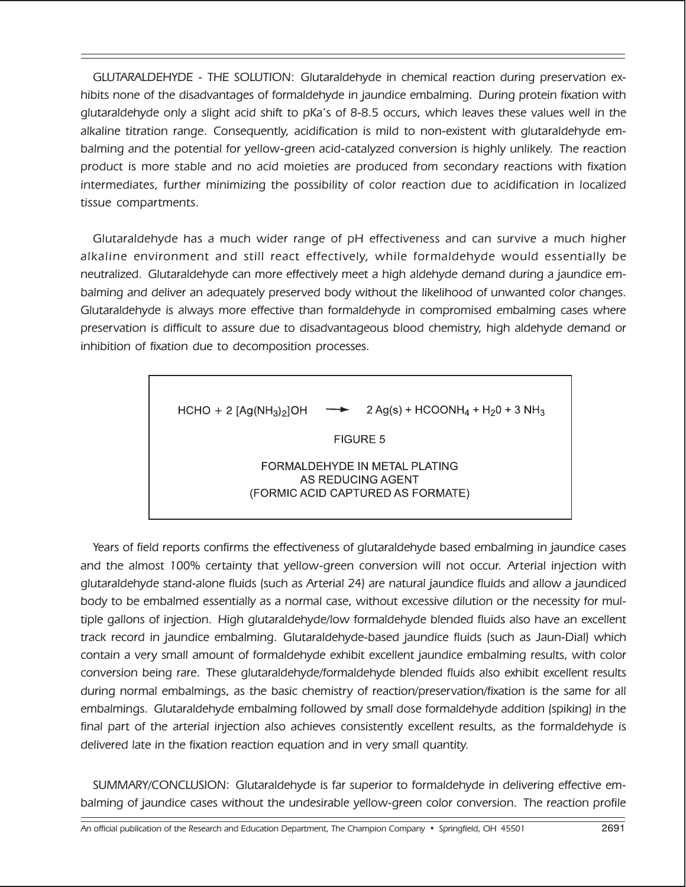*GLUTARALDEHYDE - THE SOLUTION: Glutaraldehyde in chemical reaction during preservation exhibits none of the disadvantages of formaldehyde in jaundice embalming. During protein fixation with glutaraldehyde only a slight acid shift to pKa's of 8-8.5 occurs, which leaves these values well in the alkaline titration range. Consequently, acidification is mild to non-existent with glutaraldehyde embalming and the potential for yellow-green acid-catalyzed conversion is highly unlikely. The reaction product is more stable and no acid moieties are produced from secondary reactions with fixation intermediates, further minimizing the possibility of color reaction due to acidification in localized tissue compartments.*

*Glutaraldehyde has a much wider range of pH effectiveness and can survive a much higher alkaline environment and still react effectively, while formaldehyde would essentially be neutralized. Glutaraldehyde can more effectively meet a high aldehyde demand during a jaundice embalming and deliver an adequately preserved body without the likelihood of unwanted color changes. Glutaraldehyde is always more effective than formaldehyde in compromised embalming cases where preservation is difficult to assure due to disadvantageous blood chemistry, high aldehyde demand or inhibition of fixation due to decomposition processes.*

$$HCHO + 2\,[Ag(NH_3)_2]OH \longrightarrow 2\,Ag(s) + HCOONH_4 + H_2O + 3\,NH_3$$

FIGURE 5

FORMALDEHYDE IN METAL PLATING AS REDUCING AGENT (FORMIC ACID CAPTURED AS FORMATE)

*Years of field reports confirms the effectiveness of glutaraldehyde based embalming in jaundice cases and the almost 100% certainty that yellow-green conversion will not occur. Arterial injection with glutaraldehyde stand-alone fluids (such as Arterial 24) are natural jaundice fluids and allow a jaundiced body to be embalmed essentially as a normal case, without excessive dilution or the necessity for multiple gallons of injection. High glutaraldehyde/low formaldehyde blended fluids also have an excellent track record in jaundice embalming. Glutaraldehyde-based jaundice fluids (such as Jaun-Dial) which contain a very small amount of formaldehyde exhibit excellent jaundice embalming results, with color conversion being rare. These glutaraldehyde/formaldehyde blended fluids also exhibit excellent results during normal embalmings, as the basic chemistry of reaction/preservation/fixation is the same for all embalmings. Glutaraldehyde embalming followed by small dose formaldehyde addition (spiking) in the final part of the arterial injection also achieves consistently excellent results, as the formaldehyde is delivered late in the fixation reaction equation and in very small quantity.*

*SUMMARY/CONCLUSION: Glutaraldehyde is far superior to formaldehyde in delivering effective embalming of jaundice cases without the undesirable yellow-green color conversion. The reaction profile*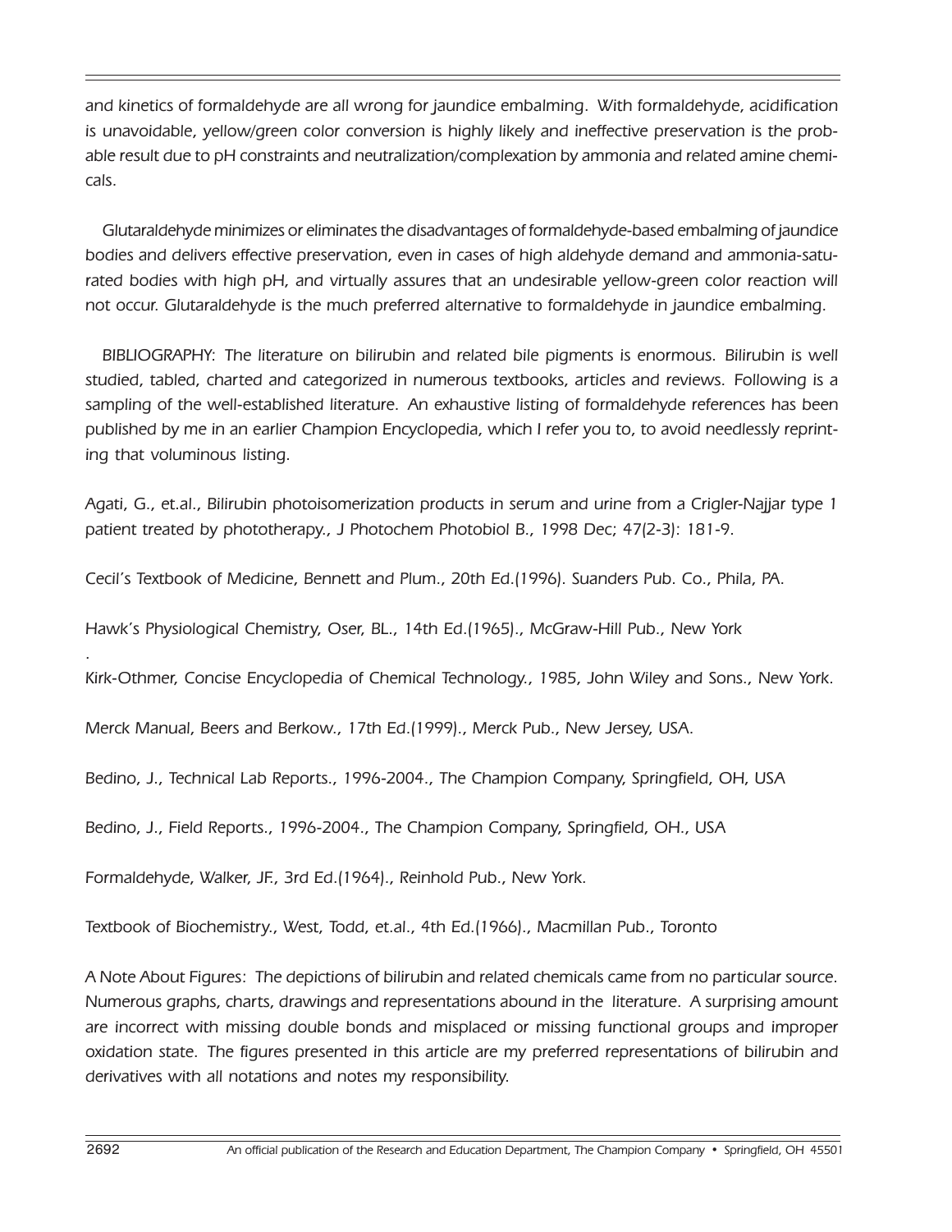*and kinetics of formaldehyde are all wrong for jaundice embalming. With formaldehyde, acidification is unavoidable, yellow/green color conversion is highly likely and ineffective preservation is the probable result due to pH constraints and neutralization/complexation by ammonia and related amine chemicals.*

*Glutaraldehyde minimizes or eliminates the disadvantages of formaldehyde-based embalming of jaundice bodies and delivers effective preservation, even in cases of high aldehyde demand and ammonia-saturated bodies with high pH, and virtually assures that an undesirable yellow-green color reaction will not occur. Glutaraldehyde is the much preferred alternative to formaldehyde in jaundice embalming.*

*BIBLIOGRAPHY: The literature on bilirubin and related bile pigments is enormous. Bilirubin is well studied, tabled, charted and categorized in numerous textbooks, articles and reviews. Following is a sampling of the well-established literature. An exhaustive listing of formaldehyde references has been published by me in an earlier Champion Encyclopedia, which I refer you to, to avoid needlessly reprinting that voluminous listing.*

*Agati, G., et.al., Bilirubin photoisomerization products in serum and urine from a Crigler-Najjar type 1 patient treated by phototherapy., J Photochem Photobiol B., 1998 Dec; 47(2-3): 181-9.*

*Cecil's Textbook of Medicine, Bennett and Plum., 20th Ed.(1996). Suanders Pub. Co., Phila, PA.*

*Hawk's Physiological Chemistry, Oser, BL., 14th Ed.(1965)., McGraw-Hill Pub., New York*

*Kirk-Othmer, Concise Encyclopedia of Chemical Technology., 1985, John Wiley and Sons., New York.*

*Merck Manual, Beers and Berkow., 17th Ed.(1999)., Merck Pub., New Jersey, USA.*

*Bedino, J., Technical Lab Reports., 1996-2004., The Champion Company, Springfield, OH, USA*

*Bedino, J., Field Reports., 1996-2004., The Champion Company, Springfield, OH., USA*

*Formaldehyde, Walker, JF., 3rd Ed.(1964)., Reinhold Pub., New York.*

*Textbook of Biochemistry., West, Todd, et.al., 4th Ed.(1966)., Macmillan Pub., Toronto*

*A Note About Figures: The depictions of bilirubin and related chemicals came from no particular source. Numerous graphs, charts, drawings and representations abound in the literature. A surprising amount are incorrect with missing double bonds and misplaced or missing functional groups and improper oxidation state. The figures presented in this article are my preferred representations of bilirubin and derivatives with all notations and notes my responsibility.*